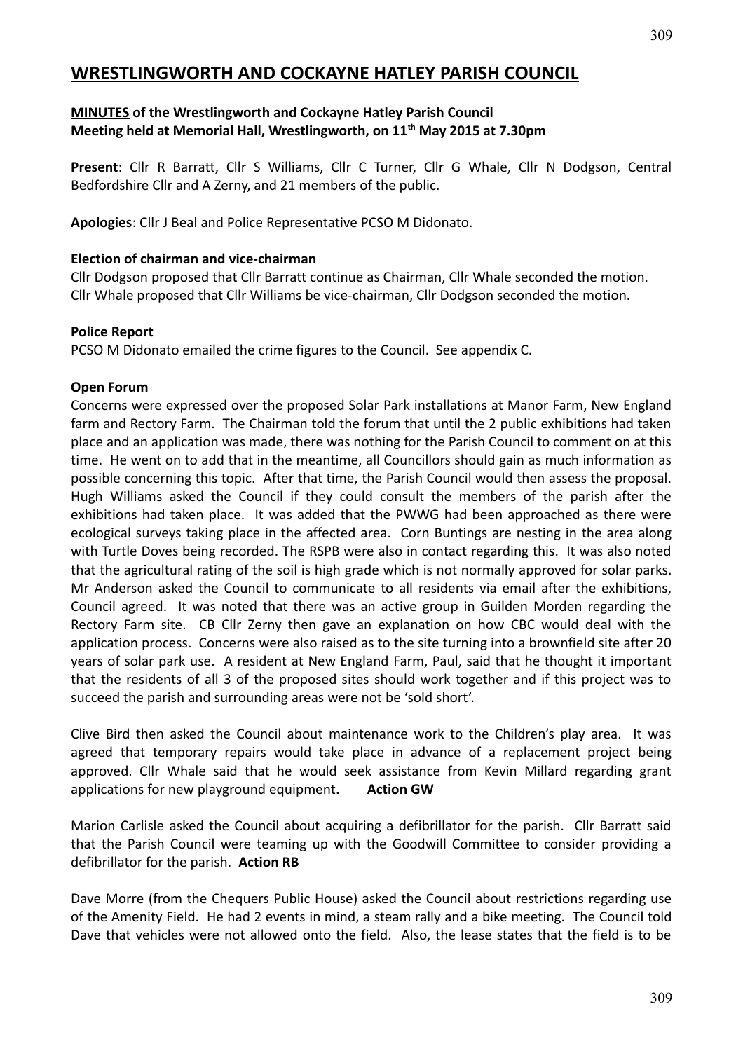# WRESTLINGWORTH AND COCKAYNE HATLEY PARISH COUNCIL

**MINUTES of the Wrestlingworth and Cockayne Hatley Parish Council**
**Meeting held at Memorial Hall, Wrestlingworth, on 11th May 2015 at 7.30pm**

**Present**: Cllr R Barratt, Cllr S Williams, Cllr C Turner, Cllr G Whale, Cllr N Dodgson, Central Bedfordshire Cllr and A Zerny, and 21 members of the public.

**Apologies**: Cllr J Beal and Police Representative PCSO M Didonato.

**Election of chairman and vice-chairman**

Cllr Dodgson proposed that Cllr Barratt continue as Chairman, Cllr Whale seconded the motion.
Cllr Whale proposed that Cllr Williams be vice-chairman, Cllr Dodgson seconded the motion.

**Police Report**

PCSO M Didonato emailed the crime figures to the Council. See appendix C.

**Open Forum**

Concerns were expressed over the proposed Solar Park installations at Manor Farm, New England farm and Rectory Farm. The Chairman told the forum that until the 2 public exhibitions had taken place and an application was made, there was nothing for the Parish Council to comment on at this time. He went on to add that in the meantime, all Councillors should gain as much information as possible concerning this topic. After that time, the Parish Council would then assess the proposal. Hugh Williams asked the Council if they could consult the members of the parish after the exhibitions had taken place. It was added that the PWWG had been approached as there were ecological surveys taking place in the affected area. Corn Buntings are nesting in the area along with Turtle Doves being recorded. The RSPB were also in contact regarding this. It was also noted that the agricultural rating of the soil is high grade which is not normally approved for solar parks. Mr Anderson asked the Council to communicate to all residents via email after the exhibitions, Council agreed. It was noted that there was an active group in Guilden Morden regarding the Rectory Farm site. CB Cllr Zerny then gave an explanation on how CBC would deal with the application process. Concerns were also raised as to the site turning into a brownfield site after 20 years of solar park use. A resident at New England Farm, Paul, said that he thought it important that the residents of all 3 of the proposed sites should work together and if this project was to succeed the parish and surrounding areas were not be 'sold short'.

Clive Bird then asked the Council about maintenance work to the Children's play area. It was agreed that temporary repairs would take place in advance of a replacement project being approved. Cllr Whale said that he would seek assistance from Kevin Millard regarding grant applications for new playground equipment**.** **Action GW**

Marion Carlisle asked the Council about acquiring a defibrillator for the parish. Cllr Barratt said that the Parish Council were teaming up with the Goodwill Committee to consider providing a defibrillator for the parish. **Action RB**

Dave Morre (from the Chequers Public House) asked the Council about restrictions regarding use of the Amenity Field. He had 2 events in mind, a steam rally and a bike meeting. The Council told Dave that vehicles were not allowed onto the field. Also, the lease states that the field is to be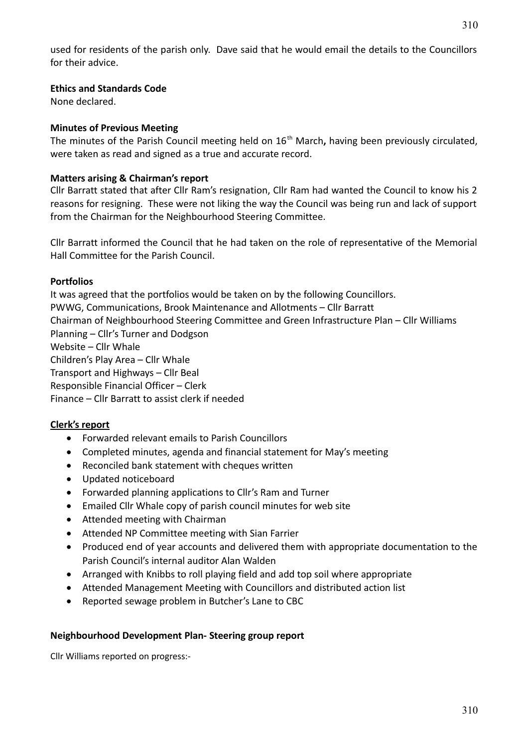used for residents of the parish only. Dave said that he would email the details to the Councillors for their advice.

**Ethics and Standards Code**

None declared.

**Minutes of Previous Meeting**

The minutes of the Parish Council meeting held on 16th March**,** having been previously circulated, were taken as read and signed as a true and accurate record.

**Matters arising & Chairman's report**

Cllr Barratt stated that after Cllr Ram's resignation, Cllr Ram had wanted the Council to know his 2 reasons for resigning. These were not liking the way the Council was being run and lack of support from the Chairman for the Neighbourhood Steering Committee.

Cllr Barratt informed the Council that he had taken on the role of representative of the Memorial Hall Committee for the Parish Council.

**Portfolios**

It was agreed that the portfolios would be taken on by the following Councillors.
PWWG, Communications, Brook Maintenance and Allotments – Cllr Barratt
Chairman of Neighbourhood Steering Committee and Green Infrastructure Plan – Cllr Williams
Planning – Cllr's Turner and Dodgson
Website – Cllr Whale
Children's Play Area – Cllr Whale
Transport and Highways – Cllr Beal
Responsible Financial Officer – Clerk
Finance – Cllr Barratt to assist clerk if needed

**Clerk's report**

- Forwarded relevant emails to Parish Councillors
- Completed minutes, agenda and financial statement for May's meeting
- Reconciled bank statement with cheques written
- Updated noticeboard
- Forwarded planning applications to Cllr's Ram and Turner
- Emailed Cllr Whale copy of parish council minutes for web site
- Attended meeting with Chairman
- Attended NP Committee meeting with Sian Farrier
- Produced end of year accounts and delivered them with appropriate documentation to the Parish Council's internal auditor Alan Walden
- Arranged with Knibbs to roll playing field and add top soil where appropriate
- Attended Management Meeting with Councillors and distributed action list
- Reported sewage problem in Butcher's Lane to CBC

**Neighbourhood Development Plan- Steering group report**

Cllr Williams reported on progress:-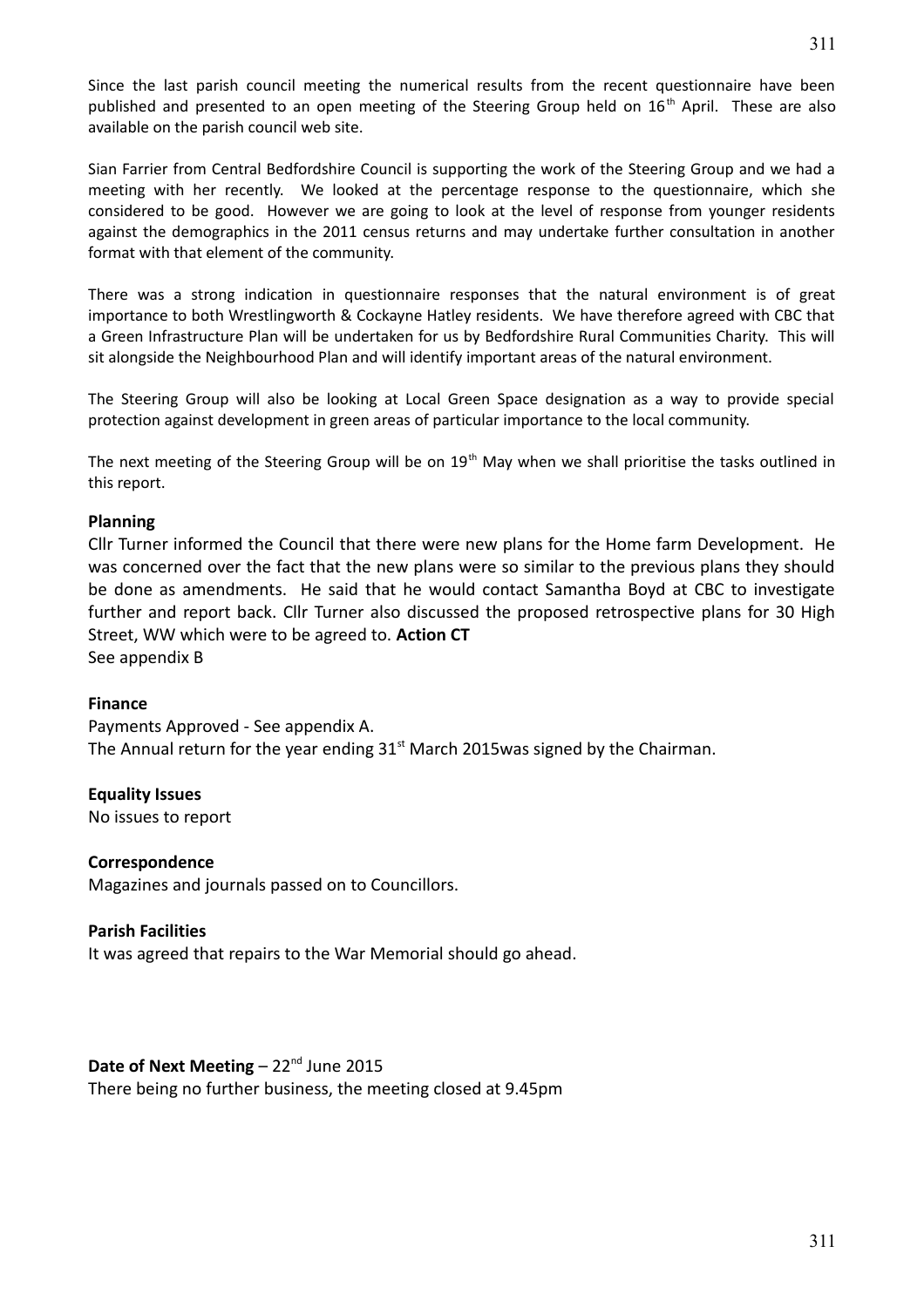Since the last parish council meeting the numerical results from the recent questionnaire have been published and presented to an open meeting of the Steering Group held on 16th April. These are also available on the parish council web site.

Sian Farrier from Central Bedfordshire Council is supporting the work of the Steering Group and we had a meeting with her recently. We looked at the percentage response to the questionnaire, which she considered to be good. However we are going to look at the level of response from younger residents against the demographics in the 2011 census returns and may undertake further consultation in another format with that element of the community.

There was a strong indication in questionnaire responses that the natural environment is of great importance to both Wrestlingworth & Cockayne Hatley residents. We have therefore agreed with CBC that a Green Infrastructure Plan will be undertaken for us by Bedfordshire Rural Communities Charity. This will sit alongside the Neighbourhood Plan and will identify important areas of the natural environment.

The Steering Group will also be looking at Local Green Space designation as a way to provide special protection against development in green areas of particular importance to the local community.

The next meeting of the Steering Group will be on 19th May when we shall prioritise the tasks outlined in this report.

**Planning**

Cllr Turner informed the Council that there were new plans for the Home farm Development. He was concerned over the fact that the new plans were so similar to the previous plans they should be done as amendments. He said that he would contact Samantha Boyd at CBC to investigate further and report back. Cllr Turner also discussed the proposed retrospective plans for 30 High Street, WW which were to be agreed to. **Action CT**
See appendix B

**Finance**

Payments Approved - See appendix A.
The Annual return for the year ending 31st March 2015was signed by the Chairman.

**Equality Issues**

No issues to report

**Correspondence**

Magazines and journals passed on to Councillors.

**Parish Facilities**

It was agreed that repairs to the War Memorial should go ahead.

**Date of Next Meeting** – 22nd June 2015
There being no further business, the meeting closed at 9.45pm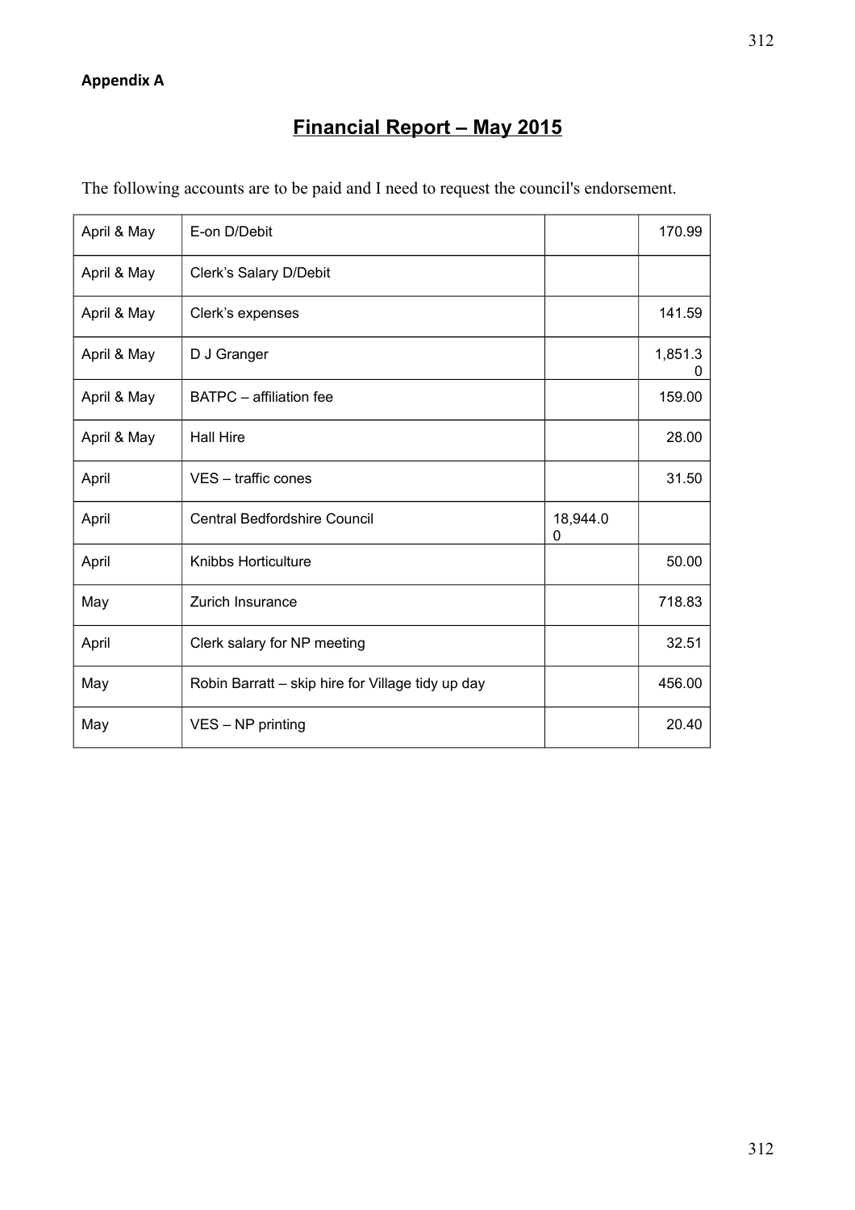**Appendix A**

# Financial Report – May 2015

The following accounts are to be paid and I need to request the council's endorsement.

| | | | |
|---|---|---|---|
| April & May | E-on D/Debit | | 170.99 |
| April & May | Clerk's Salary D/Debit | | |
| April & May | Clerk's expenses | | 141.59 |
| April & May | D J Granger | | 1,851.30 |
| April & May | BATPC – affiliation fee | | 159.00 |
| April & May | Hall Hire | | 28.00 |
| April | VES – traffic cones | | 31.50 |
| April | Central Bedfordshire Council | 18,944.00 | |
| April | Knibbs Horticulture | | 50.00 |
| May | Zurich Insurance | | 718.83 |
| April | Clerk salary for NP meeting | | 32.51 |
| May | Robin Barratt – skip hire for Village tidy up day | | 456.00 |
| May | VES – NP printing | | 20.40 |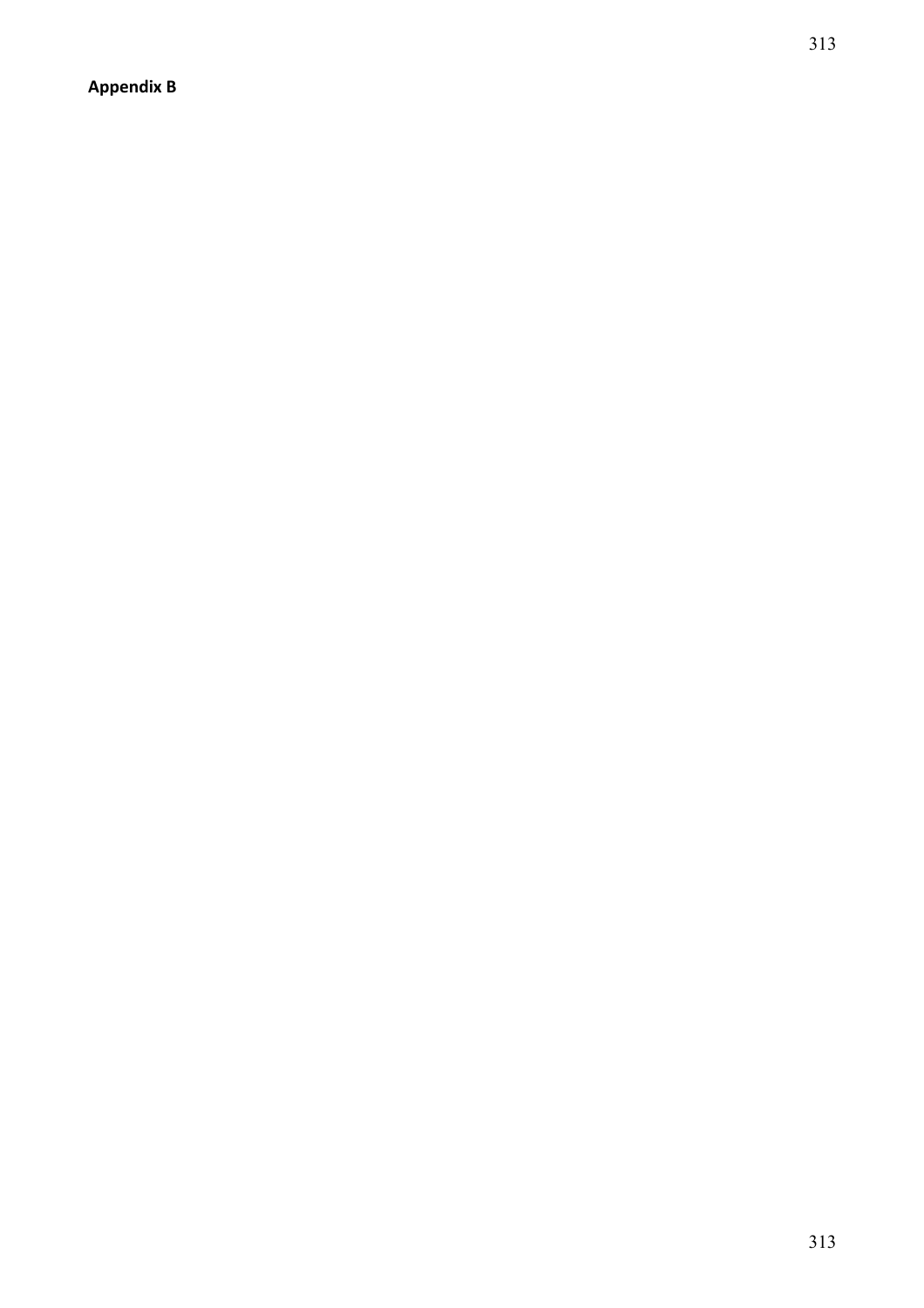**Appendix B**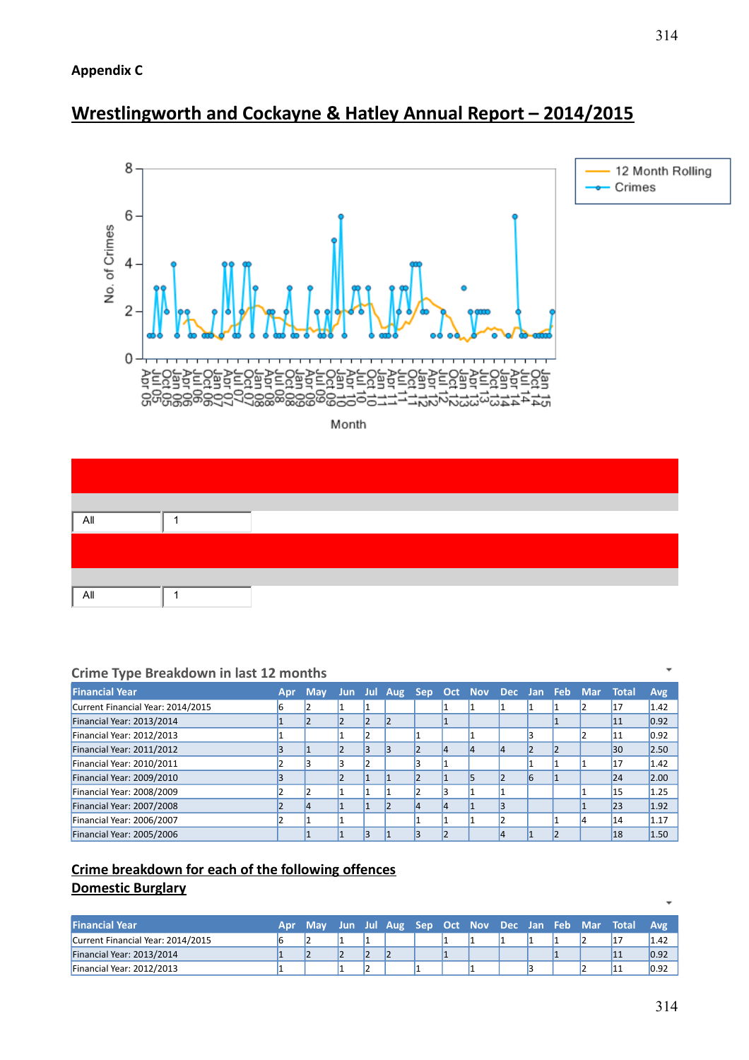**Appendix C**

# Wrestlingworth and Cockayne & Hatley Annual Report – 2014/2015

| All | 1 |
|---|---|

| All | 1 |
|---|---|

## Crime Type Breakdown in last 12 months

| Financial Year | Apr | May | Jun | Jul | Aug | Sep | Oct | Nov | Dec | Jan | Feb | Mar | Total | Avg |
|---|---|---|---|---|---|---|---|---|---|---|---|---|---|---|
| Current Financial Year: 2014/2015 | 6 | 2 | 1 | 1 | | | 1 | 1 | 1 | 1 | 1 | 2 | 17 | 1.42 |
| Financial Year: 2013/2014 | 1 | 2 | 2 | 2 | 2 | | 1 | | | | 1 | | 11 | 0.92 |
| Financial Year: 2012/2013 | 1 | | 1 | 2 | | 1 | | 1 | | 3 | | 2 | 11 | 0.92 |
| Financial Year: 2011/2012 | 3 | 1 | 2 | 3 | 3 | 2 | 4 | 4 | 4 | 2 | 2 | | 30 | 2.50 |
| Financial Year: 2010/2011 | 2 | 3 | 3 | 2 | | 3 | 1 | | | 1 | 1 | 1 | 17 | 1.42 |
| Financial Year: 2009/2010 | 3 | | 2 | 1 | 1 | 2 | 1 | 5 | 2 | 6 | 1 | | 24 | 2.00 |
| Financial Year: 2008/2009 | 2 | 2 | 1 | 1 | 1 | 2 | 3 | 1 | 1 | | | 1 | 15 | 1.25 |
| Financial Year: 2007/2008 | 2 | 4 | 1 | 1 | 2 | 4 | 4 | 1 | 3 | | | 1 | 23 | 1.92 |
| Financial Year: 2006/2007 | 2 | 1 | 1 | | | 1 | 1 | 1 | 2 | | 1 | 4 | 14 | 1.17 |
| Financial Year: 2005/2006 | | 1 | 1 | 3 | 1 | 3 | 2 | | 4 | 1 | 2 | | 18 | 1.50 |

## Crime breakdown for each of the following offences

## Domestic Burglary

| Financial Year | Apr | May | Jun | Jul | Aug | Sep | Oct | Nov | Dec | Jan | Feb | Mar | Total | Avg |
|---|---|---|---|---|---|---|---|---|---|---|---|---|---|---|
| Current Financial Year: 2014/2015 | 6 | 2 | 1 | 1 | | | 1 | 1 | 1 | 1 | 1 | 2 | 17 | 1.42 |
| Financial Year: 2013/2014 | 1 | 2 | 2 | 2 | 2 | | 1 | | | | 1 | | 11 | 0.92 |
| Financial Year: 2012/2013 | 1 | | 1 | 2 | | 1 | | 1 | | 3 | | 2 | 11 | 0.92 |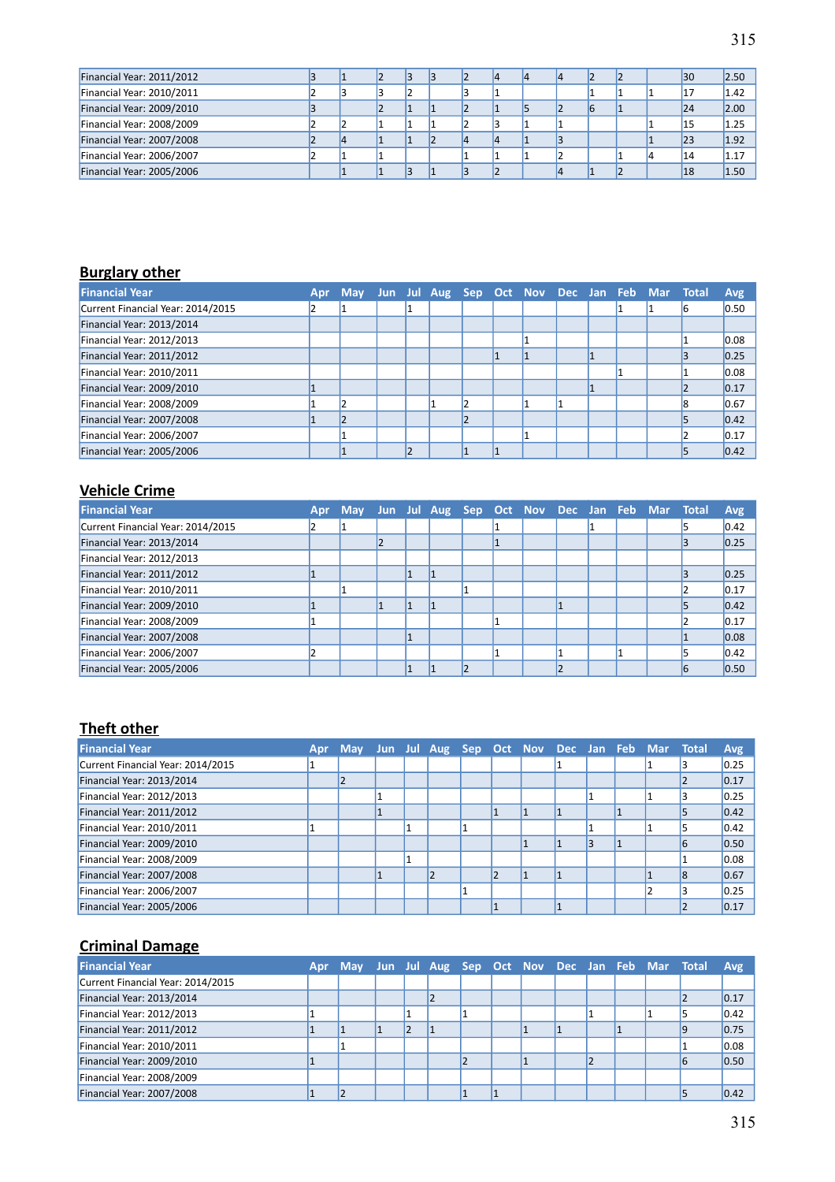| Financial Year: 2011/2012 | 3 | 1 | 2 | 3 | 3 | 2 | 4 | 4 | 4 | 2 | 2 | | 30 | 2.50 |
|---|---|---|---|---|---|---|---|---|---|---|---|---|---|---|
| Financial Year: 2010/2011 | 2 | 3 | 3 | 2 | | 3 | 1 | | | 1 | 1 | 1 | 17 | 1.42 |
| Financial Year: 2009/2010 | 3 | | 2 | 1 | 1 | 2 | 1 | 5 | 2 | 6 | 1 | | 24 | 2.00 |
| Financial Year: 2008/2009 | 2 | 2 | 1 | 1 | 1 | 2 | 3 | 1 | 1 | | | 1 | 15 | 1.25 |
| Financial Year: 2007/2008 | 2 | 4 | 1 | 1 | 2 | 4 | 4 | 1 | 3 | | | 1 | 23 | 1.92 |
| Financial Year: 2006/2007 | 2 | 1 | 1 | | | 1 | 1 | 1 | 2 | | 1 | 4 | 14 | 1.17 |
| Financial Year: 2005/2006 | | 1 | 1 | 3 | 1 | 3 | 2 | | 4 | 1 | 2 | | 18 | 1.50 |

## Burglary other

| Financial Year | Apr | May | Jun | Jul | Aug | Sep | Oct | Nov | Dec | Jan | Feb | Mar | Total | Avg |
|---|---|---|---|---|---|---|---|---|---|---|---|---|---|---|
| Current Financial Year: 2014/2015 | 2 | 1 | | 1 | | | | | | | 1 | 1 | 6 | 0.50 |
| Financial Year: 2013/2014 | | | | | | | | | | | | | | |
| Financial Year: 2012/2013 | | | | | | | | 1 | | | | | 1 | 0.08 |
| Financial Year: 2011/2012 | | | | | | | 1 | 1 | | 1 | | | 3 | 0.25 |
| Financial Year: 2010/2011 | | | | | | | | | | | 1 | | 1 | 0.08 |
| Financial Year: 2009/2010 | 1 | | | | | | | | | 1 | | | 2 | 0.17 |
| Financial Year: 2008/2009 | 1 | 2 | | | 1 | 2 | | 1 | 1 | | | | 8 | 0.67 |
| Financial Year: 2007/2008 | 1 | 2 | | | | 2 | | | | | | | 5 | 0.42 |
| Financial Year: 2006/2007 | | 1 | | | | | | 1 | | | | | 2 | 0.17 |
| Financial Year: 2005/2006 | | 1 | | 2 | | 1 | 1 | | | | | | 5 | 0.42 |

## Vehicle Crime

| Financial Year | Apr | May | Jun | Jul | Aug | Sep | Oct | Nov | Dec | Jan | Feb | Mar | Total | Avg |
|---|---|---|---|---|---|---|---|---|---|---|---|---|---|---|
| Current Financial Year: 2014/2015 | 2 | 1 | | | | | 1 | | | 1 | | | 5 | 0.42 |
| Financial Year: 2013/2014 | | | 2 | | | | 1 | | | | | | 3 | 0.25 |
| Financial Year: 2012/2013 | | | | | | | | | | | | | | |
| Financial Year: 2011/2012 | 1 | | | 1 | 1 | | | | | | | | 3 | 0.25 |
| Financial Year: 2010/2011 | | 1 | | | | 1 | | | | | | | 2 | 0.17 |
| Financial Year: 2009/2010 | 1 | | 1 | 1 | 1 | | | | 1 | | | | 5 | 0.42 |
| Financial Year: 2008/2009 | 1 | | | | | | 1 | | | | | | 2 | 0.17 |
| Financial Year: 2007/2008 | | | | 1 | | | | | | | | | 1 | 0.08 |
| Financial Year: 2006/2007 | 2 | | | | | | 1 | | 1 | | 1 | | 5 | 0.42 |
| Financial Year: 2005/2006 | | | | 1 | 1 | 2 | | | 2 | | | | 6 | 0.50 |

## Theft other

| Financial Year | Apr | May | Jun | Jul | Aug | Sep | Oct | Nov | Dec | Jan | Feb | Mar | Total | Avg |
|---|---|---|---|---|---|---|---|---|---|---|---|---|---|---|
| Current Financial Year: 2014/2015 | 1 | | | | | | | | 1 | | | 1 | 3 | 0.25 |
| Financial Year: 2013/2014 | | 2 | | | | | | | | | | | 2 | 0.17 |
| Financial Year: 2012/2013 | | | 1 | | | | | | | 1 | | 1 | 3 | 0.25 |
| Financial Year: 2011/2012 | | | 1 | | | | 1 | 1 | 1 | | 1 | | 5 | 0.42 |
| Financial Year: 2010/2011 | 1 | | | 1 | | 1 | | | | 1 | | 1 | 5 | 0.42 |
| Financial Year: 2009/2010 | | | | | | | | 1 | 1 | 3 | 1 | | 6 | 0.50 |
| Financial Year: 2008/2009 | | | | 1 | | | | | | | | | 1 | 0.08 |
| Financial Year: 2007/2008 | | | 1 | | 2 | | 2 | 1 | 1 | | | 1 | 8 | 0.67 |
| Financial Year: 2006/2007 | | | | | | 1 | | | | | | 2 | 3 | 0.25 |
| Financial Year: 2005/2006 | | | | | | | 1 | | 1 | | | | 2 | 0.17 |

## Criminal Damage

| Financial Year | Apr | May | Jun | Jul | Aug | Sep | Oct | Nov | Dec | Jan | Feb | Mar | Total | Avg |
|---|---|---|---|---|---|---|---|---|---|---|---|---|---|---|
| Current Financial Year: 2014/2015 | | | | | | | | | | | | | | |
| Financial Year: 2013/2014 | | | | | 2 | | | | | | | | 2 | 0.17 |
| Financial Year: 2012/2013 | 1 | | | 1 | | 1 | | | | 1 | | 1 | 5 | 0.42 |
| Financial Year: 2011/2012 | 1 | 1 | 1 | 2 | 1 | | | 1 | 1 | | 1 | | 9 | 0.75 |
| Financial Year: 2010/2011 | | 1 | | | | | | | | | | | 1 | 0.08 |
| Financial Year: 2009/2010 | 1 | | | | | 2 | | 1 | | 2 | | | 6 | 0.50 |
| Financial Year: 2008/2009 | | | | | | | | | | | | | | |
| Financial Year: 2007/2008 | 1 | 2 | | | | 1 | 1 | | | | | | 5 | 0.42 |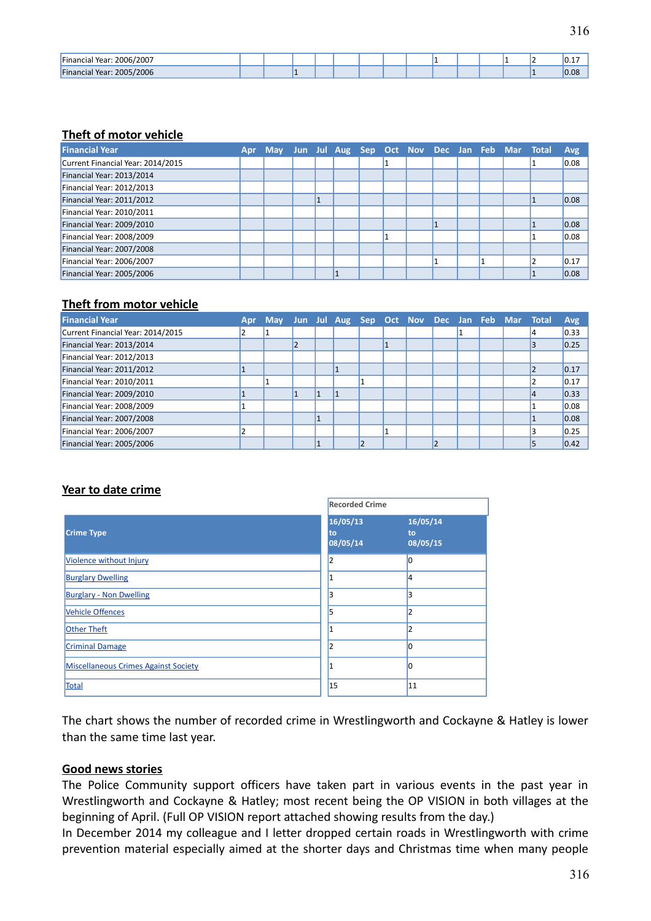| Financial Year | Apr | May | Jun | Jul | Aug | Sep | Oct | Nov | Dec | Jan | Feb | Mar | Total | Avg |
|---|---|---|---|---|---|---|---|---|---|---|---|---|---|---|
| Financial Year: 2006/2007 | | | | | | | | | 1 | | | 1 | 2 | 0.17 |
| Financial Year: 2005/2006 | | | 1 | | | | | | | | | | 1 | 0.08 |

## Theft of motor vehicle

| Financial Year | Apr | May | Jun | Jul | Aug | Sep | Oct | Nov | Dec | Jan | Feb | Mar | Total | Avg |
|---|---|---|---|---|---|---|---|---|---|---|---|---|---|---|
| Current Financial Year: 2014/2015 | | | | | | | 1 | | | | | | 1 | 0.08 |
| Financial Year: 2013/2014 | | | | | | | | | | | | | | |
| Financial Year: 2012/2013 | | | | | | | | | | | | | | |
| Financial Year: 2011/2012 | | | | 1 | | | | | | | | | 1 | 0.08 |
| Financial Year: 2010/2011 | | | | | | | | | | | | | | |
| Financial Year: 2009/2010 | | | | | | | | | 1 | | | | 1 | 0.08 |
| Financial Year: 2008/2009 | | | | | | | 1 | | | | | | 1 | 0.08 |
| Financial Year: 2007/2008 | | | | | | | | | | | | | | |
| Financial Year: 2006/2007 | | | | | | | | | 1 | | 1 | | 2 | 0.17 |
| Financial Year: 2005/2006 | | | | | 1 | | | | | | | | 1 | 0.08 |

## Theft from motor vehicle

| Financial Year | Apr | May | Jun | Jul | Aug | Sep | Oct | Nov | Dec | Jan | Feb | Mar | Total | Avg |
|---|---|---|---|---|---|---|---|---|---|---|---|---|---|---|
| Current Financial Year: 2014/2015 | 2 | 1 | | | | | | | | 1 | | | 4 | 0.33 |
| Financial Year: 2013/2014 | | | 2 | | | | 1 | | | | | | 3 | 0.25 |
| Financial Year: 2012/2013 | | | | | | | | | | | | | | |
| Financial Year: 2011/2012 | 1 | | | | 1 | | | | | | | | 2 | 0.17 |
| Financial Year: 2010/2011 | | 1 | | | | 1 | | | | | | | 2 | 0.17 |
| Financial Year: 2009/2010 | 1 | | 1 | 1 | 1 | | | | | | | | 4 | 0.33 |
| Financial Year: 2008/2009 | 1 | | | | | | | | | | | | 1 | 0.08 |
| Financial Year: 2007/2008 | | | | 1 | | | | | | | | | 1 | 0.08 |
| Financial Year: 2006/2007 | 2 | | | | | | 1 | | | | | | 3 | 0.25 |
| Financial Year: 2005/2006 | | | | 1 | | 2 | | | 2 | | | | 5 | 0.42 |

## Year to date crime

| Crime Type | Recorded Crime | |
|---|---|---|
| | 16/05/13 to 08/05/14 | 16/05/14 to 08/05/15 |
| Violence without Injury | 2 | 0 |
| Burglary Dwelling | 1 | 4 |
| Burglary - Non Dwelling | 3 | 3 |
| Vehicle Offences | 5 | 2 |
| Other Theft | 1 | 2 |
| Criminal Damage | 2 | 0 |
| Miscellaneous Crimes Against Society | 1 | 0 |
| Total | 15 | 11 |

The chart shows the number of recorded crime in Wrestlingworth and Cockayne & Hatley is lower than the same time last year.

## Good news stories

The Police Community support officers have taken part in various events in the past year in Wrestlingworth and Cockayne & Hatley; most recent being the OP VISION in both villages at the beginning of April. (Full OP VISION report attached showing results from the day.)

In December 2014 my colleague and I letter dropped certain roads in Wrestlingworth with crime prevention material especially aimed at the shorter days and Christmas time when many people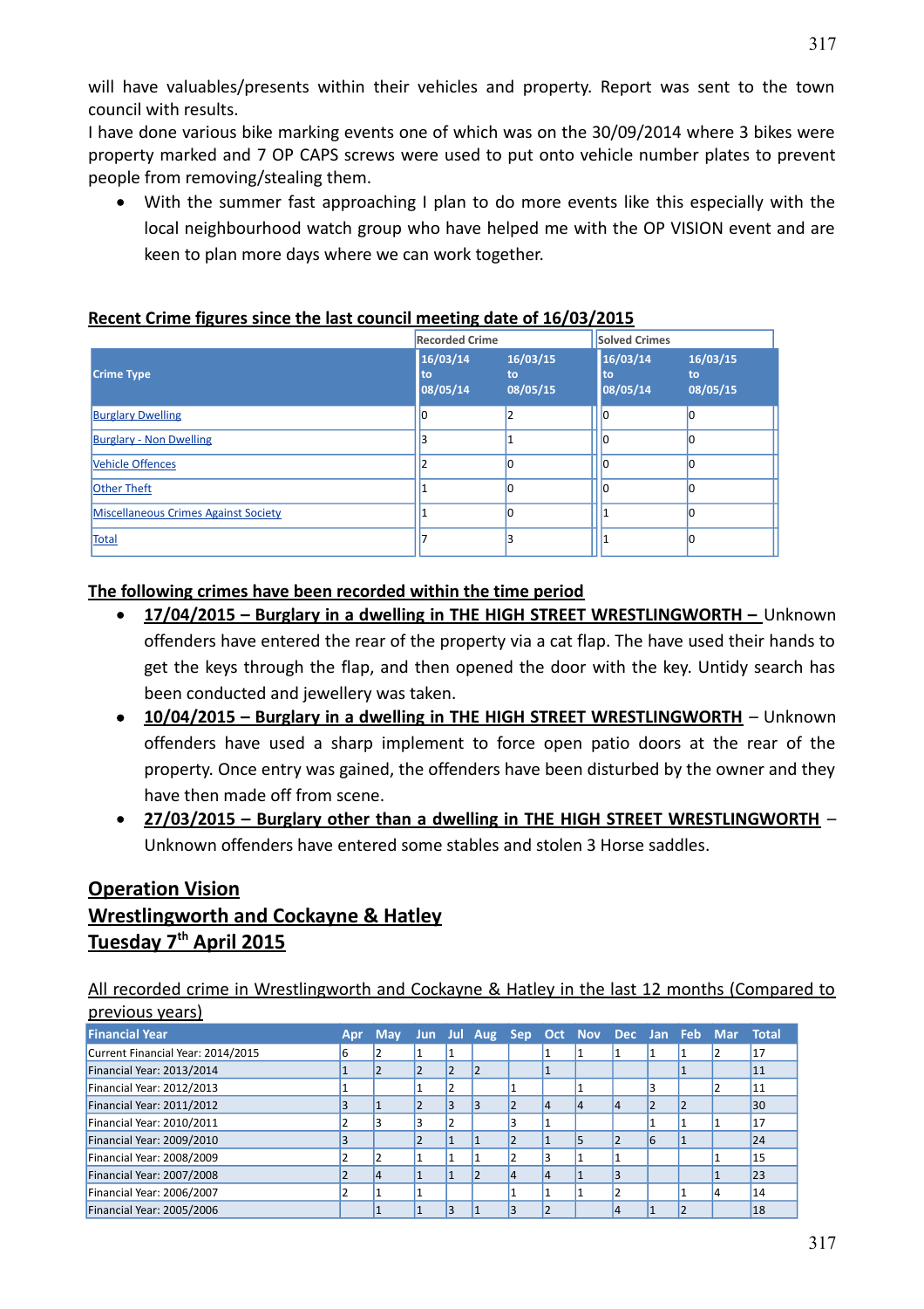will have valuables/presents within their vehicles and property. Report was sent to the town council with results.

I have done various bike marking events one of which was on the 30/09/2014 where 3 bikes were property marked and 7 OP CAPS screws were used to put onto vehicle number plates to prevent people from removing/stealing them.

- With the summer fast approaching I plan to do more events like this especially with the local neighbourhood watch group who have helped me with the OP VISION event and are keen to plan more days where we can work together.

**Recent Crime figures since the last council meeting date of 16/03/2015**

| | Recorded Crime | | Solved Crimes | |
|---|---|---|---|---|
| Crime Type | 16/03/14 to 08/05/14 | 16/03/15 to 08/05/15 | 16/03/14 to 08/05/14 | 16/03/15 to 08/05/15 |
| Burglary Dwelling | 0 | 2 | 0 | 0 |
| Burglary - Non Dwelling | 3 | 1 | 0 | 0 |
| Vehicle Offences | 2 | 0 | 0 | 0 |
| Other Theft | 1 | 0 | 0 | 0 |
| Miscellaneous Crimes Against Society | 1 | 0 | 1 | 0 |
| Total | 7 | 3 | 1 | 0 |

**The following crimes have been recorded within the time period**

- **17/04/2015 – Burglary in a dwelling in THE HIGH STREET WRESTLINGWORTH –** Unknown offenders have entered the rear of the property via a cat flap. The have used their hands to get the keys through the flap, and then opened the door with the key. Untidy search has been conducted and jewellery was taken.
- **10/04/2015 – Burglary in a dwelling in THE HIGH STREET WRESTLINGWORTH** – Unknown offenders have used a sharp implement to force open patio doors at the rear of the property. Once entry was gained, the offenders have been disturbed by the owner and they have then made off from scene.
- **27/03/2015 – Burglary other than a dwelling in THE HIGH STREET WRESTLINGWORTH** – Unknown offenders have entered some stables and stolen 3 Horse saddles.

## Operation Vision
## Wrestlingworth and Cockayne & Hatley
## Tuesday 7th April 2015

All recorded crime in Wrestlingworth and Cockayne & Hatley in the last 12 months (Compared to previous years)

| Financial Year | Apr | May | Jun | Jul | Aug | Sep | Oct | Nov | Dec | Jan | Feb | Mar | Total |
|---|---|---|---|---|---|---|---|---|---|---|---|---|---|
| Current Financial Year: 2014/2015 | 6 | 2 | 1 | 1 | | | 1 | 1 | 1 | 1 | 1 | 2 | 17 |
| Financial Year: 2013/2014 | 1 | 2 | 2 | 2 | 2 | | 1 | | | | 1 | | 11 |
| Financial Year: 2012/2013 | 1 | | 1 | 2 | | 1 | | 1 | | 3 | | 2 | 11 |
| Financial Year: 2011/2012 | 3 | 1 | 2 | 3 | 3 | 2 | 4 | 4 | 4 | 2 | 2 | | 30 |
| Financial Year: 2010/2011 | 2 | 3 | 3 | 2 | | 3 | 1 | | | 1 | 1 | 1 | 17 |
| Financial Year: 2009/2010 | 3 | | 2 | 1 | 1 | 2 | 1 | 5 | 2 | 6 | 1 | | 24 |
| Financial Year: 2008/2009 | 2 | 2 | 1 | 1 | 1 | 2 | 3 | 1 | 1 | | | 1 | 15 |
| Financial Year: 2007/2008 | 2 | 4 | 1 | 1 | 2 | 4 | 4 | 1 | 3 | | | 1 | 23 |
| Financial Year: 2006/2007 | 2 | 1 | 1 | | | 1 | 1 | 1 | 2 | | 1 | 4 | 14 |
| Financial Year: 2005/2006 | | 1 | 1 | 3 | 1 | 3 | 2 | | 4 | 1 | 2 | | 18 |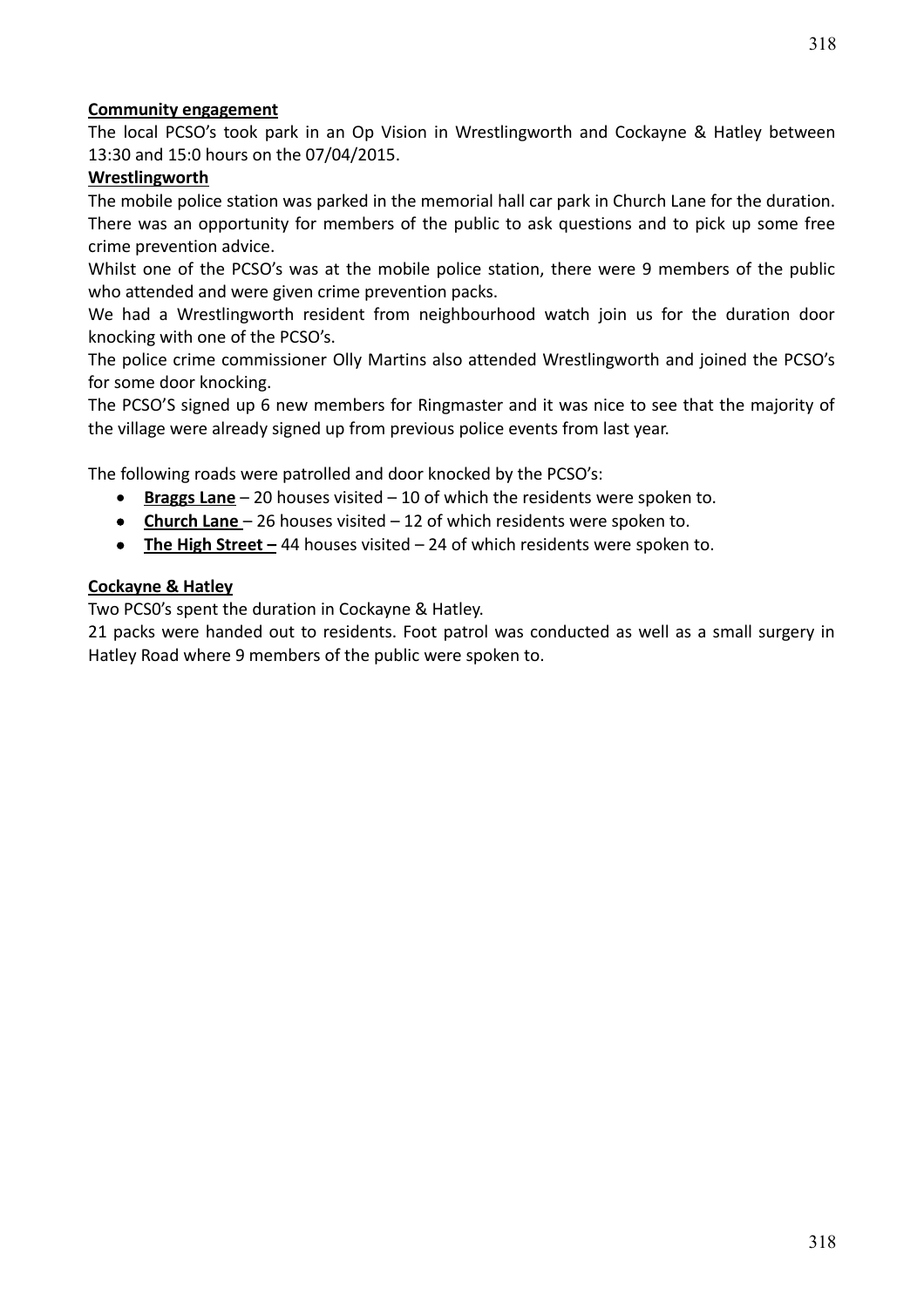**Community engagement**

The local PCSO's took park in an Op Vision in Wrestlingworth and Cockayne & Hatley between 13:30 and 15:0 hours on the 07/04/2015.

**Wrestlingworth**

The mobile police station was parked in the memorial hall car park in Church Lane for the duration. There was an opportunity for members of the public to ask questions and to pick up some free crime prevention advice.

Whilst one of the PCSO's was at the mobile police station, there were 9 members of the public who attended and were given crime prevention packs.

We had a Wrestlingworth resident from neighbourhood watch join us for the duration door knocking with one of the PCSO's.

The police crime commissioner Olly Martins also attended Wrestlingworth and joined the PCSO's for some door knocking.

The PCSO'S signed up 6 new members for Ringmaster and it was nice to see that the majority of the village were already signed up from previous police events from last year.

The following roads were patrolled and door knocked by the PCSO's:

- **Braggs Lane** – 20 houses visited – 10 of which the residents were spoken to.
- **Church Lane** – 26 houses visited – 12 of which residents were spoken to.
- **The High Street –** 44 houses visited – 24 of which residents were spoken to.

**Cockayne & Hatley**

Two PCS0's spent the duration in Cockayne & Hatley.

21 packs were handed out to residents. Foot patrol was conducted as well as a small surgery in Hatley Road where 9 members of the public were spoken to.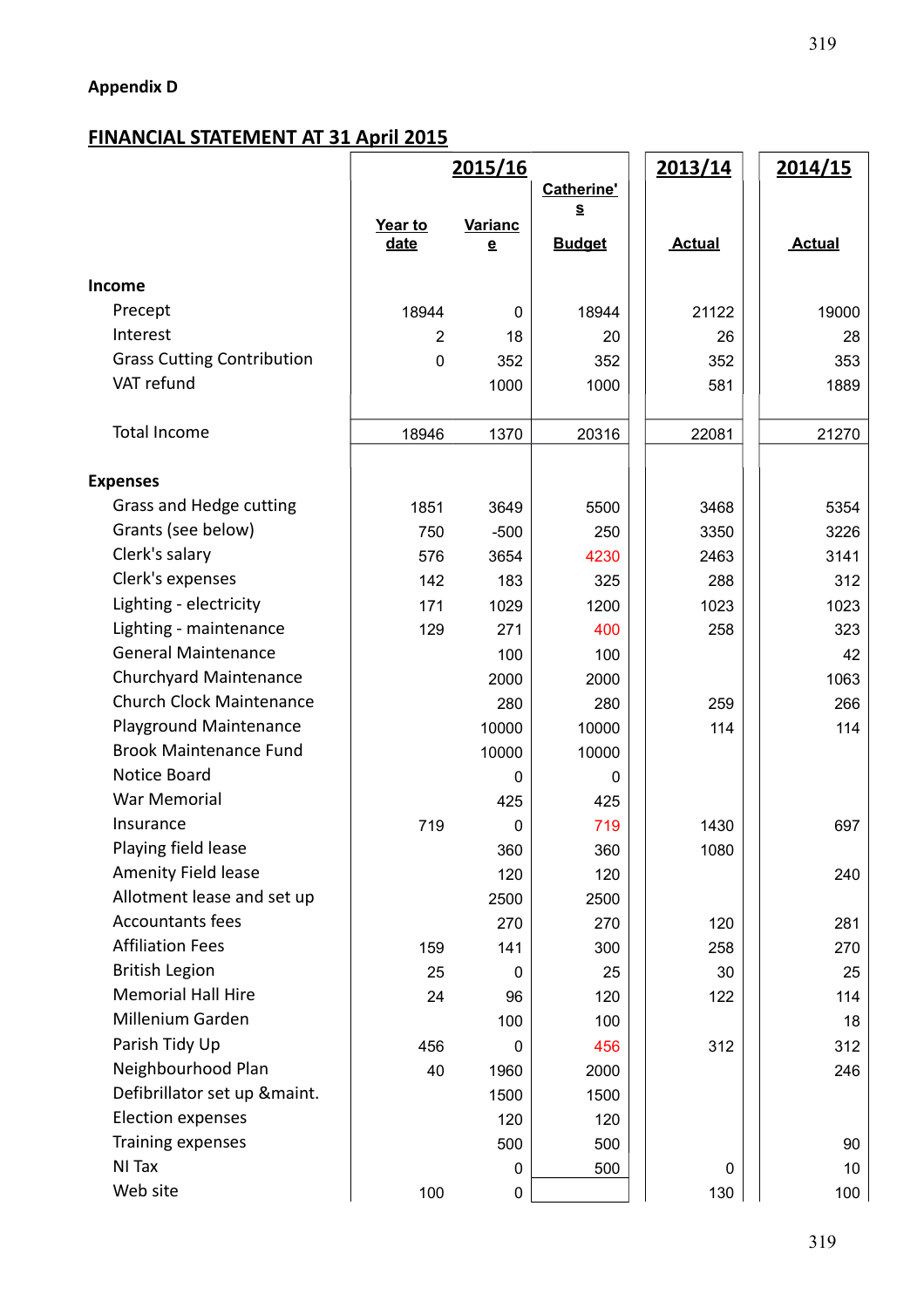Appendix D

## FINANCIAL STATEMENT AT 31 April 2015

| | 2015/16 | | | 2013/14 | 2014/15 |
|---|---|---|---|---|---|
| | Year to date | Variance | Catherine's Budget | Actual | Actual |
| **Income** | | | | | |
| Precept | 18944 | 0 | 18944 | 21122 | 19000 |
| Interest | 2 | 18 | 20 | 26 | 28 |
| Grass Cutting Contribution | 0 | 352 | 352 | 352 | 353 |
| VAT refund | | 1000 | 1000 | 581 | 1889 |
| Total Income | 18946 | 1370 | 20316 | 22081 | 21270 |
| **Expenses** | | | | | |
| Grass and Hedge cutting | 1851 | 3649 | 5500 | 3468 | 5354 |
| Grants (see below) | 750 | -500 | 250 | 3350 | 3226 |
| Clerk's salary | 576 | 3654 | 4230 | 2463 | 3141 |
| Clerk's expenses | 142 | 183 | 325 | 288 | 312 |
| Lighting - electricity | 171 | 1029 | 1200 | 1023 | 1023 |
| Lighting - maintenance | 129 | 271 | 400 | 258 | 323 |
| General Maintenance | | 100 | 100 | | 42 |
| Churchyard Maintenance | | 2000 | 2000 | | 1063 |
| Church Clock Maintenance | | 280 | 280 | 259 | 266 |
| Playground Maintenance | | 10000 | 10000 | 114 | 114 |
| Brook Maintenance Fund | | 10000 | 10000 | | |
| Notice Board | | 0 | 0 | | |
| War Memorial | | 425 | 425 | | |
| Insurance | 719 | 0 | 719 | 1430 | 697 |
| Playing field lease | | 360 | 360 | 1080 | |
| Amenity Field lease | | 120 | 120 | | 240 |
| Allotment lease and set up | | 2500 | 2500 | | |
| Accountants fees | | 270 | 270 | 120 | 281 |
| Affiliation Fees | 159 | 141 | 300 | 258 | 270 |
| British Legion | 25 | 0 | 25 | 30 | 25 |
| Memorial Hall Hire | 24 | 96 | 120 | 122 | 114 |
| Millenium Garden | | 100 | 100 | | 18 |
| Parish Tidy Up | 456 | 0 | 456 | 312 | 312 |
| Neighbourhood Plan | 40 | 1960 | 2000 | | 246 |
| Defibrillator set up &maint. | | 1500 | 1500 | | |
| Election expenses | | 120 | 120 | | |
| Training expenses | | 500 | 500 | | 90 |
| NI Tax | | 0 | 500 | 0 | 10 |
| Web site | 100 | 0 | | 130 | 100 |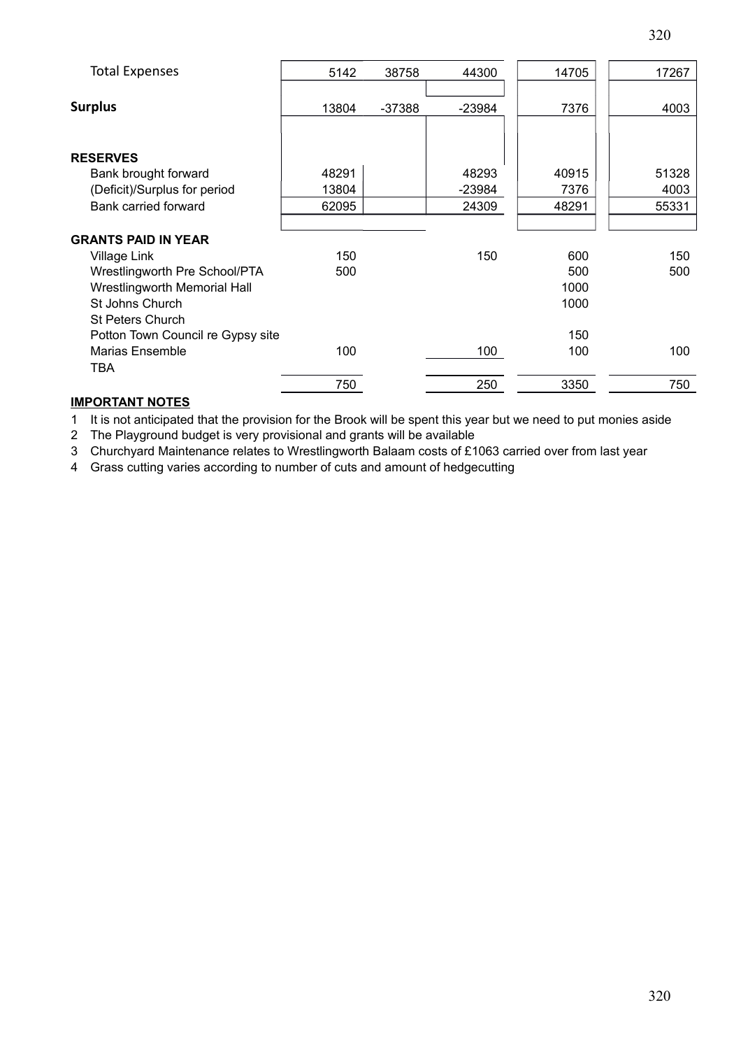| | | | | | |
|---|---|---|---|---|---|
| Total Expenses | 5142 | 38758 | 44300 | 14705 | 17267 |
| **Surplus** | 13804 | -37388 | -23984 | 7376 | 4003 |
| **RESERVES** | | | | | |
| Bank brought forward | 48291 | | 48293 | 40915 | 51328 |
| (Deficit)/Surplus for period | 13804 | | -23984 | 7376 | 4003 |
| Bank carried forward | 62095 | | 24309 | 48291 | 55331 |
| **GRANTS PAID IN YEAR** | | | | | |
| Village Link | 150 | | 150 | 600 | 150 |
| Wrestlingworth Pre School/PTA | 500 | | | 500 | 500 |
| Wrestlingworth Memorial Hall | | | | 1000 | |
| St Johns Church | | | | 1000 | |
| St Peters Church | | | | | |
| Potton Town Council re Gypsy site | | | | 150 | |
| Marias Ensemble | 100 | | 100 | 100 | 100 |
| TBA | | | | | |
| | 750 | | 250 | 3350 | 750 |

**IMPORTANT NOTES**

1 It is not anticipated that the provision for the Brook will be spent this year but we need to put monies aside
2 The Playground budget is very provisional and grants will be available
3 Churchyard Maintenance relates to Wrestlingworth Balaam costs of £1063 carried over from last year
4 Grass cutting varies according to number of cuts and amount of hedgecutting